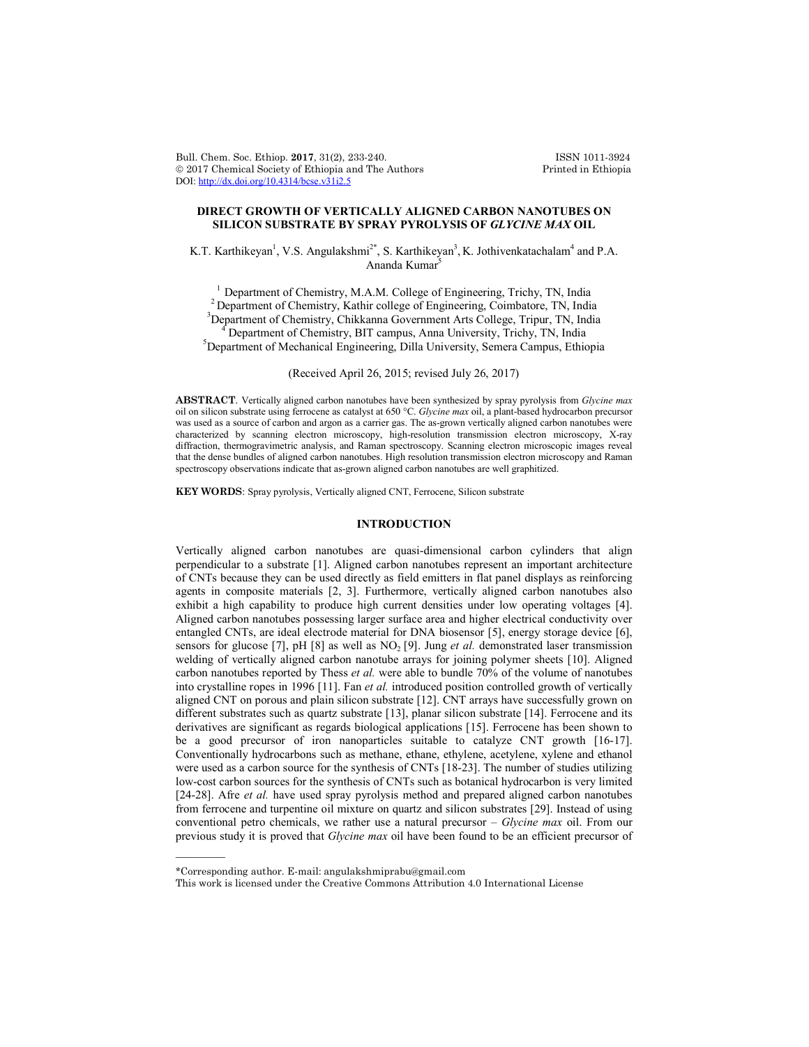# DIRECT GROWTH OF VERTICALLY ALIGNED CARBON NANOTUBES ON SILICON SUBSTRATE BY SPRAY PYROLYSIS OF *GLYCINE MAX* OIL

K.T. Karthikeyan[1], V.S. Angulakshmi[2*], S. Karthikeyan[3], K. Jothivenkatachalam[4] and P.A. Ananda Kumar[5]

[1] Department of Chemistry, M.A.M. College of Engineering, Trichy, TN, India
[2] Department of Chemistry, Kathir college of Engineering, Coimbatore, TN, India
[3] Department of Chemistry, Chikkanna Government Arts College, Tripur, TN, India
[4] Department of Chemistry, BIT campus, Anna University, Trichy, TN, India
[5] Department of Mechanical Engineering, Dilla University, Semera Campus, Ethiopia

(Received April 26, 2015; revised July 26, 2017)

**ABSTRACT**. Vertically aligned carbon nanotubes have been synthesized by spray pyrolysis from *Glycine max* oil on silicon substrate using ferrocene as catalyst at 650 °C. *Glycine max* oil, a plant-based hydrocarbon precursor was used as a source of carbon and argon as a carrier gas. The as-grown vertically aligned carbon nanotubes were characterized by scanning electron microscopy, high-resolution transmission electron microscopy, X-ray diffraction, thermogravimetric analysis, and Raman spectroscopy. Scanning electron microscopic images reveal that the dense bundles of aligned carbon nanotubes. High resolution transmission electron microscopy and Raman spectroscopy observations indicate that as-grown aligned carbon nanotubes are well graphitized.

**KEY WORDS**: Spray pyrolysis, Vertically aligned CNT, Ferrocene, Silicon substrate

## INTRODUCTION

Vertically aligned carbon nanotubes are quasi-dimensional carbon cylinders that align perpendicular to a substrate [1]. Aligned carbon nanotubes represent an important architecture of CNTs because they can be used directly as field emitters in flat panel displays as reinforcing agents in composite materials [2, 3]. Furthermore, vertically aligned carbon nanotubes also exhibit a high capability to produce high current densities under low operating voltages [4]. Aligned carbon nanotubes possessing larger surface area and higher electrical conductivity over entangled CNTs, are ideal electrode material for DNA biosensor [5], energy storage device [6], sensors for glucose [7], pH [8] as well as $NO_2$ [9]. Jung *et al.* demonstrated laser transmission welding of vertically aligned carbon nanotube arrays for joining polymer sheets [10]. Aligned carbon nanotubes reported by Thess *et al.* were able to bundle 70% of the volume of nanotubes into crystalline ropes in 1996 [11]. Fan *et al.* introduced position controlled growth of vertically aligned CNT on porous and plain silicon substrate [12]. CNT arrays have successfully grown on different substrates such as quartz substrate [13], planar silicon substrate [14]. Ferrocene and its derivatives are significant as regards biological applications [15]. Ferrocene has been shown to be a good precursor of iron nanoparticles suitable to catalyze CNT growth [16-17]. Conventionally hydrocarbons such as methane, ethane, ethylene, acetylene, xylene and ethanol were used as a carbon source for the synthesis of CNTs [18-23]. The number of studies utilizing low-cost carbon sources for the synthesis of CNTs such as botanical hydrocarbon is very limited [24-28]. Afre *et al.* have used spray pyrolysis method and prepared aligned carbon nanotubes from ferrocene and turpentine oil mixture on quartz and silicon substrates [29]. Instead of using conventional petro chemicals, we rather use a natural precursor – *Glycine max* oil. From our previous study it is proved that *Glycine max* oil have been found to be an efficient precursor of

*Corresponding author. E-mail: angulakshmiprabu@gmail.com

This work is licensed under the Creative Commons Attribution 4.0 International License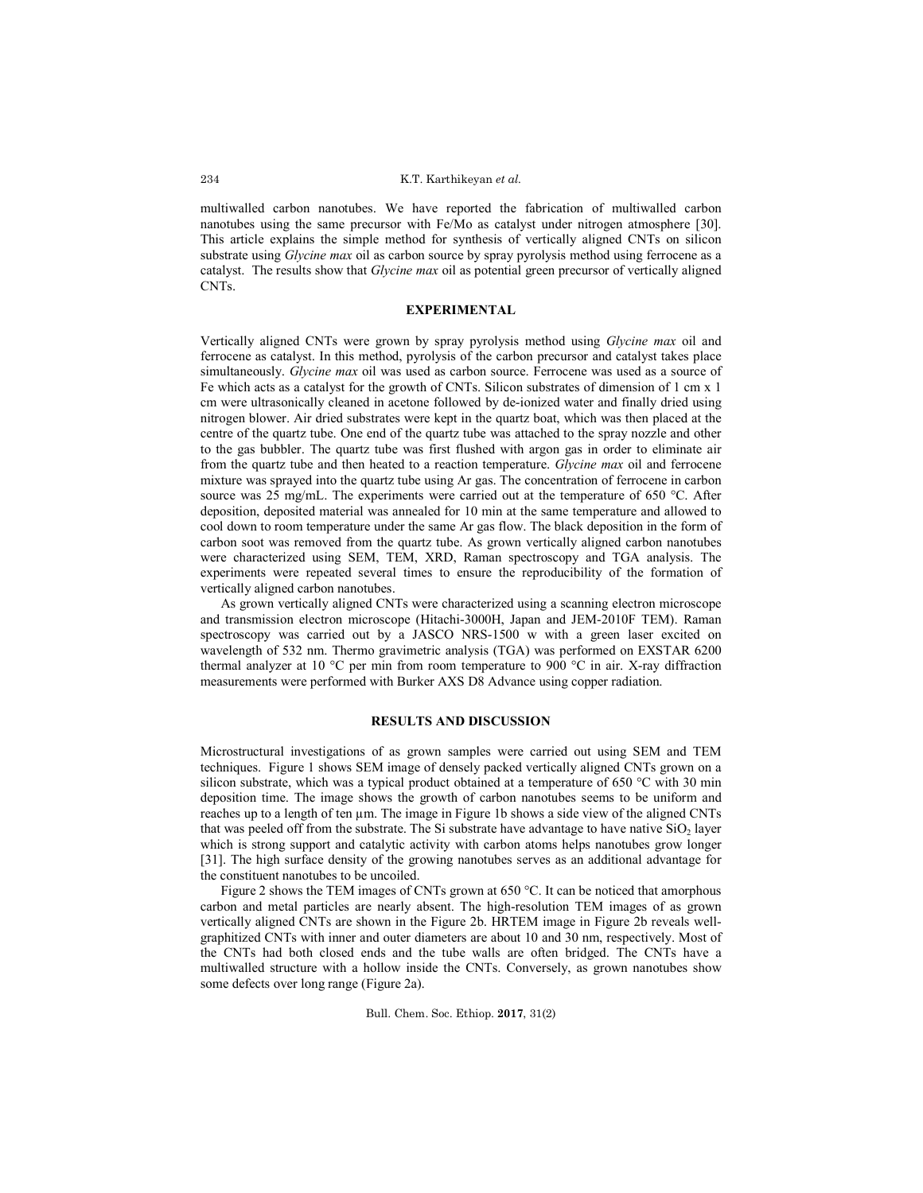multiwalled carbon nanotubes. We have reported the fabrication of multiwalled carbon nanotubes using the same precursor with Fe/Mo as catalyst under nitrogen atmosphere [30]. This article explains the simple method for synthesis of vertically aligned CNTs on silicon substrate using *Glycine max* oil as carbon source by spray pyrolysis method using ferrocene as a catalyst. The results show that *Glycine max* oil as potential green precursor of vertically aligned CNTs.

## EXPERIMENTAL

Vertically aligned CNTs were grown by spray pyrolysis method using *Glycine max* oil and ferrocene as catalyst. In this method, pyrolysis of the carbon precursor and catalyst takes place simultaneously. *Glycine max* oil was used as carbon source. Ferrocene was used as a source of Fe which acts as a catalyst for the growth of CNTs. Silicon substrates of dimension of 1 cm x 1 cm were ultrasonically cleaned in acetone followed by de-ionized water and finally dried using nitrogen blower. Air dried substrates were kept in the quartz boat, which was then placed at the centre of the quartz tube. One end of the quartz tube was attached to the spray nozzle and other to the gas bubbler. The quartz tube was first flushed with argon gas in order to eliminate air from the quartz tube and then heated to a reaction temperature. *Glycine max* oil and ferrocene mixture was sprayed into the quartz tube using Ar gas. The concentration of ferrocene in carbon source was 25 mg/mL. The experiments were carried out at the temperature of 650 °C. After deposition, deposited material was annealed for 10 min at the same temperature and allowed to cool down to room temperature under the same Ar gas flow. The black deposition in the form of carbon soot was removed from the quartz tube. As grown vertically aligned carbon nanotubes were characterized using SEM, TEM, XRD, Raman spectroscopy and TGA analysis. The experiments were repeated several times to ensure the reproducibility of the formation of vertically aligned carbon nanotubes.

As grown vertically aligned CNTs were characterized using a scanning electron microscope and transmission electron microscope (Hitachi-3000H, Japan and JEM-2010F TEM). Raman spectroscopy was carried out by a JASCO NRS-1500 w with a green laser excited on wavelength of 532 nm. Thermo gravimetric analysis (TGA) was performed on EXSTAR 6200 thermal analyzer at 10 °C per min from room temperature to 900 °C in air. X-ray diffraction measurements were performed with Burker AXS D8 Advance using copper radiation.

## RESULTS AND DISCUSSION

Microstructural investigations of as grown samples were carried out using SEM and TEM techniques. Figure 1 shows SEM image of densely packed vertically aligned CNTs grown on a silicon substrate, which was a typical product obtained at a temperature of 650 °C with 30 min deposition time. The image shows the growth of carbon nanotubes seems to be uniform and reaches up to a length of ten µm. The image in Figure 1b shows a side view of the aligned CNTs that was peeled off from the substrate. The Si substrate have advantage to have native $SiO_2$ layer which is strong support and catalytic activity with carbon atoms helps nanotubes grow longer [31]. The high surface density of the growing nanotubes serves as an additional advantage for the constituent nanotubes to be uncoiled.

Figure 2 shows the TEM images of CNTs grown at 650 °C. It can be noticed that amorphous carbon and metal particles are nearly absent. The high-resolution TEM images of as grown vertically aligned CNTs are shown in the Figure 2b. HRTEM image in Figure 2b reveals well-graphitized CNTs with inner and outer diameters are about 10 and 30 nm, respectively. Most of the CNTs had both closed ends and the tube walls are often bridged. The CNTs have a multiwalled structure with a hollow inside the CNTs. Conversely, as grown nanotubes show some defects over long range (Figure 2a).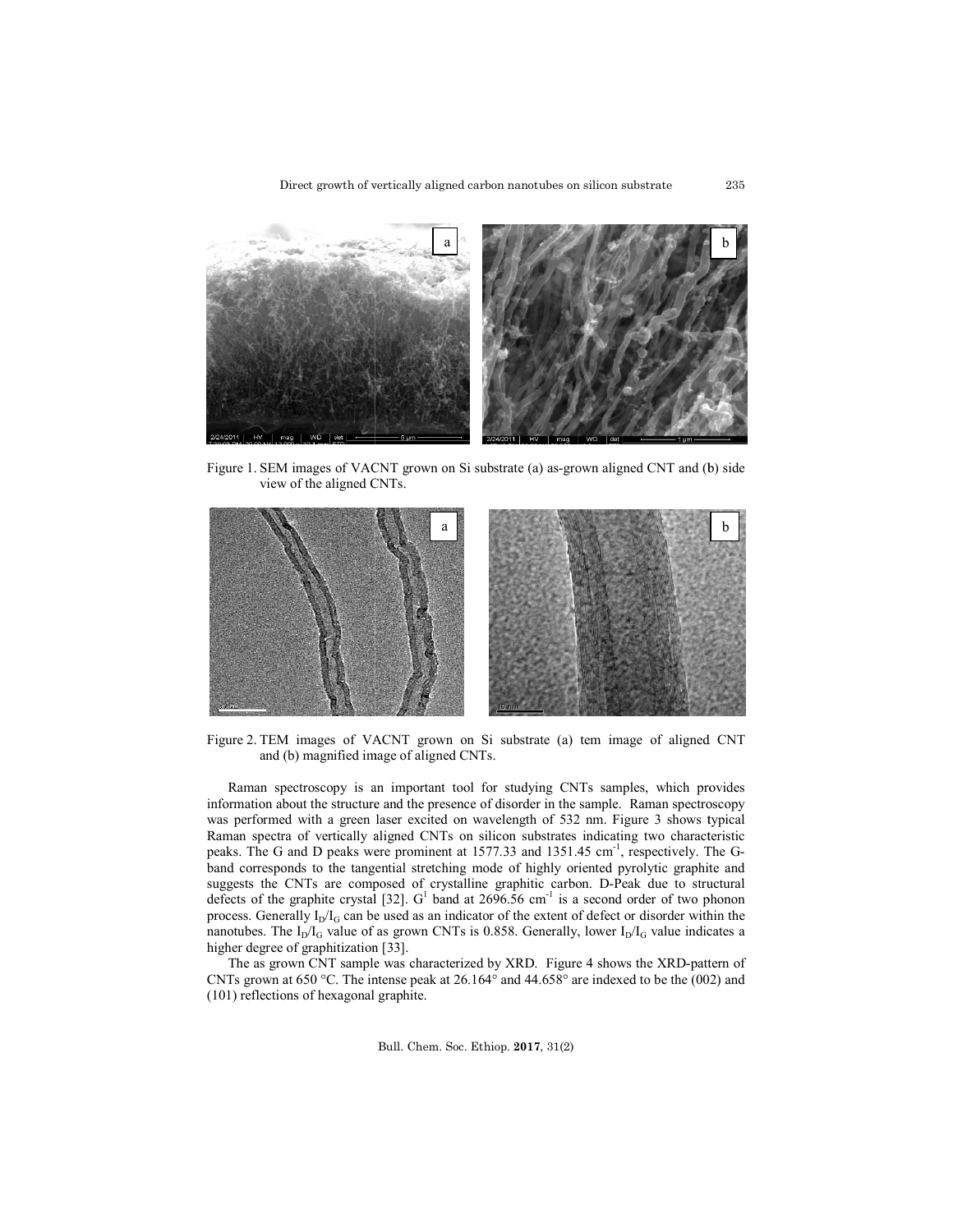Figure 1. SEM images of VACNT grown on Si substrate (a) as-grown aligned CNT and (b) side view of the aligned CNTs.

Figure 2. TEM images of VACNT grown on Si substrate (a) tem image of aligned CNT and (b) magnified image of aligned CNTs.

Raman spectroscopy is an important tool for studying CNTs samples, which provides information about the structure and the presence of disorder in the sample. Raman spectroscopy was performed with a green laser excited on wavelength of 532 nm. Figure 3 shows typical Raman spectra of vertically aligned CNTs on silicon substrates indicating two characteristic peaks. The G and D peaks were prominent at 1577.33 and 1351.45 $cm^{-1}$, respectively. The G-band corresponds to the tangential stretching mode of highly oriented pyrolytic graphite and suggests the CNTs are composed of crystalline graphitic carbon. D-Peak due to structural defects of the graphite crystal [32]. $G^1$ band at 2696.56 $cm^{-1}$ is a second order of two phonon process. Generally $I_D/I_G$ can be used as an indicator of the extent of defect or disorder within the nanotubes. The $I_D/I_G$ value of as grown CNTs is 0.858. Generally, lower $I_D/I_G$ value indicates a higher degree of graphitization [33].

The as grown CNT sample was characterized by XRD. Figure 4 shows the XRD-pattern of CNTs grown at 650 °C. The intense peak at 26.164° and 44.658° are indexed to be the (002) and (101) reflections of hexagonal graphite.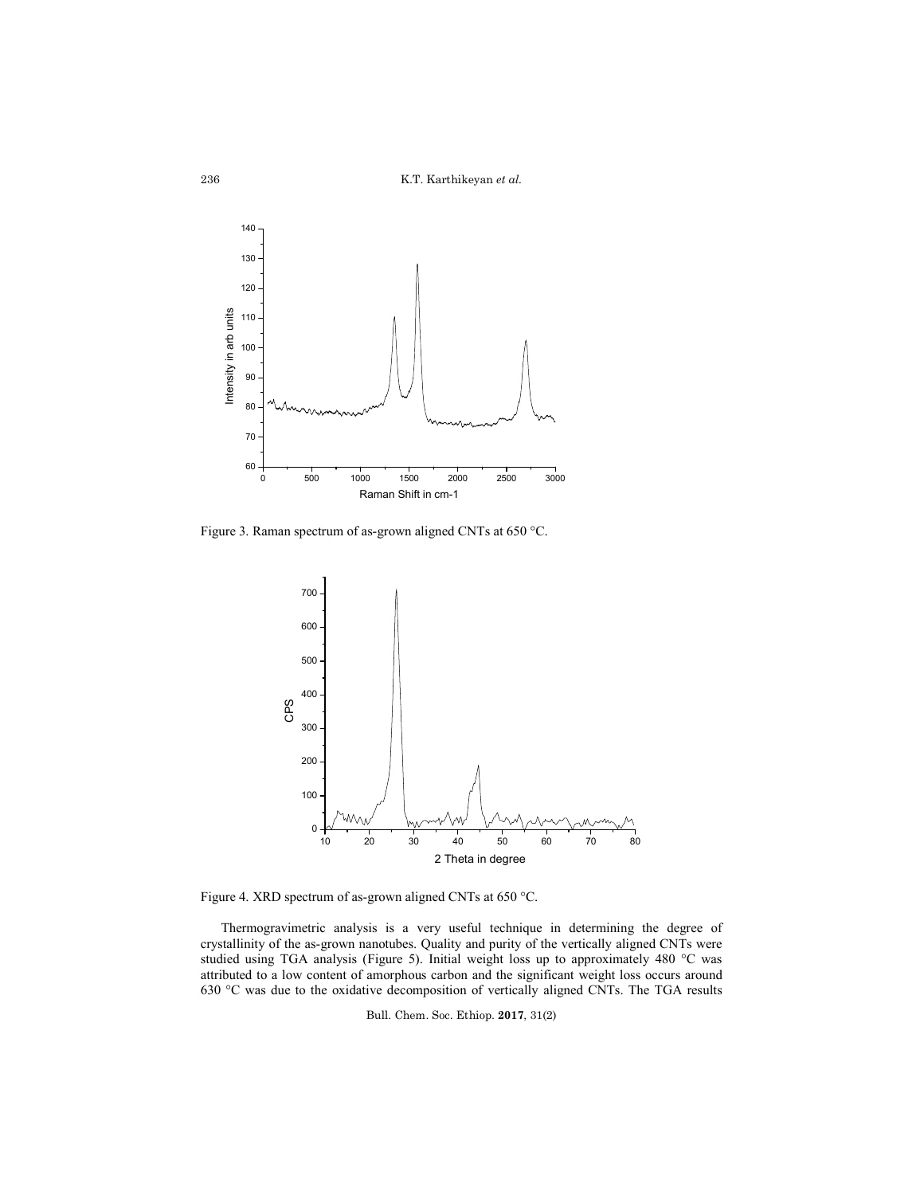Figure 3. Raman spectrum of as-grown aligned CNTs at 650 °C.

Figure 4. XRD spectrum of as-grown aligned CNTs at 650 °C.

Thermogravimetric analysis is a very useful technique in determining the degree of crystallinity of the as-grown nanotubes. Quality and purity of the vertically aligned CNTs were studied using TGA analysis (Figure 5). Initial weight loss up to approximately 480 °C was attributed to a low content of amorphous carbon and the significant weight loss occurs around 630 °C was due to the oxidative decomposition of vertically aligned CNTs. The TGA results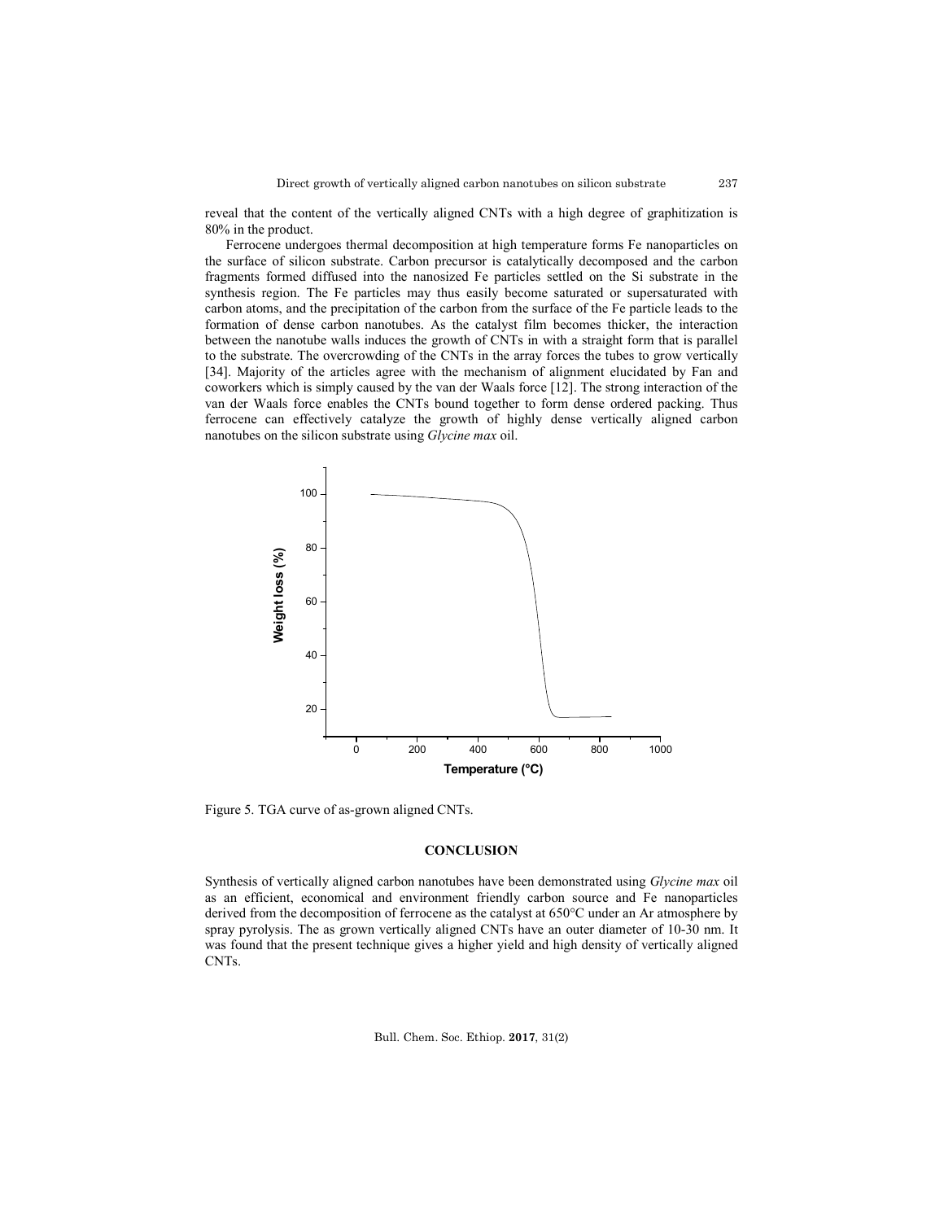reveal that the content of the vertically aligned CNTs with a high degree of graphitization is 80% in the product.

Ferrocene undergoes thermal decomposition at high temperature forms Fe nanoparticles on the surface of silicon substrate. Carbon precursor is catalytically decomposed and the carbon fragments formed diffused into the nanosized Fe particles settled on the Si substrate in the synthesis region. The Fe particles may thus easily become saturated or supersaturated with carbon atoms, and the precipitation of the carbon from the surface of the Fe particle leads to the formation of dense carbon nanotubes. As the catalyst film becomes thicker, the interaction between the nanotube walls induces the growth of CNTs in with a straight form that is parallel to the substrate. The overcrowding of the CNTs in the array forces the tubes to grow vertically [34]. Majority of the articles agree with the mechanism of alignment elucidated by Fan and coworkers which is simply caused by the van der Waals force [12]. The strong interaction of the van der Waals force enables the CNTs bound together to form dense ordered packing. Thus ferrocene can effectively catalyze the growth of highly dense vertically aligned carbon nanotubes on the silicon substrate using *Glycine max* oil.

Figure 5. TGA curve of as-grown aligned CNTs.

## CONCLUSION

Synthesis of vertically aligned carbon nanotubes have been demonstrated using *Glycine max* oil as an efficient, economical and environment friendly carbon source and Fe nanoparticles derived from the decomposition of ferrocene as the catalyst at 650°C under an Ar atmosphere by spray pyrolysis. The as grown vertically aligned CNTs have an outer diameter of 10-30 nm. It was found that the present technique gives a higher yield and high density of vertically aligned CNTs.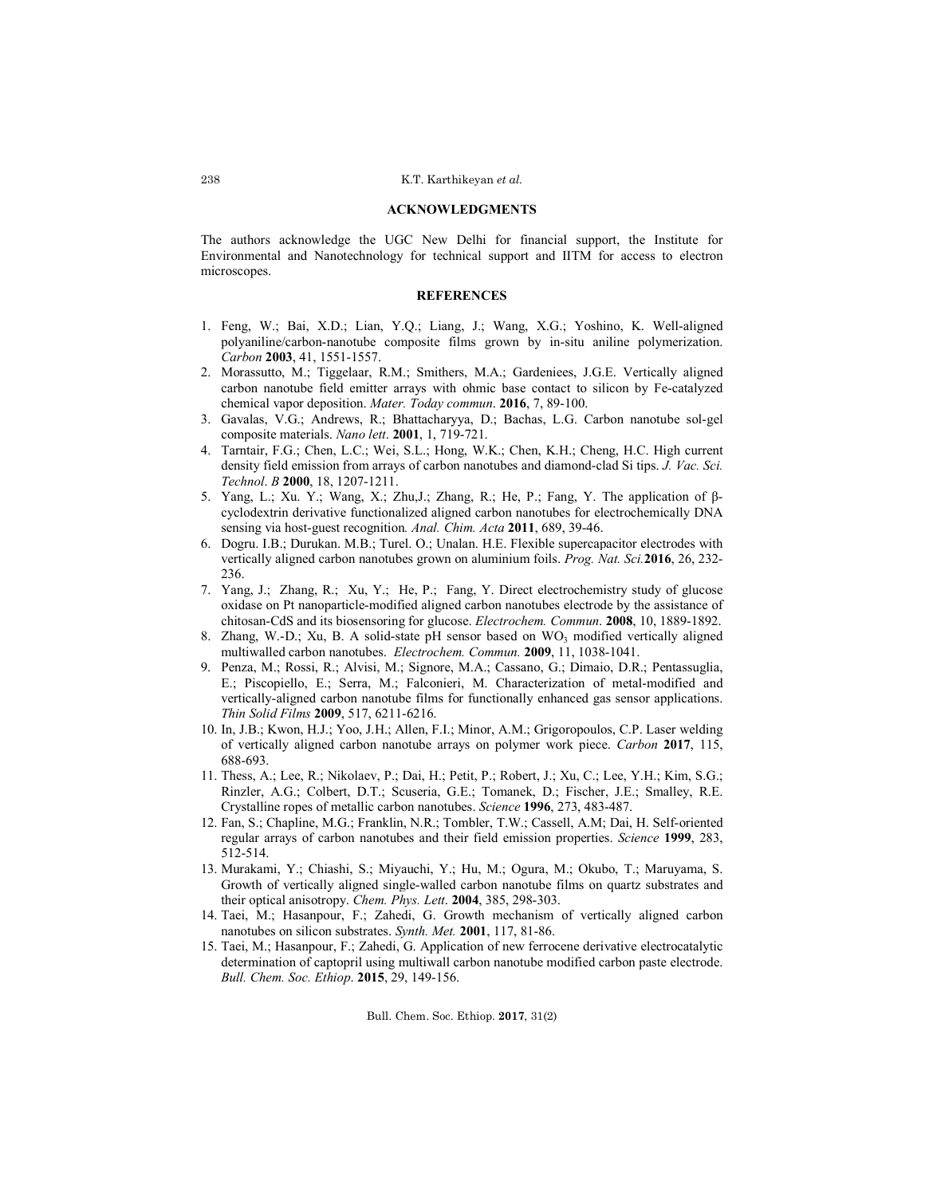## ACKNOWLEDGMENTS

The authors acknowledge the UGC New Delhi for financial support, the Institute for Environmental and Nanotechnology for technical support and IITM for access to electron microscopes.

## REFERENCES

1. Feng, W.; Bai, X.D.; Lian, Y.Q.; Liang, J.; Wang, X.G.; Yoshino, K. Well-aligned polyaniline/carbon-nanotube composite films grown by in-situ aniline polymerization. *Carbon* **2003**, 41, 1551-1557.
2. Morassutto, M.; Tiggelaar, R.M.; Smithers, M.A.; Gardeniees, J.G.E. Vertically aligned carbon nanotube field emitter arrays with ohmic base contact to silicon by Fe-catalyzed chemical vapor deposition. *Mater. Today commun*. **2016**, 7, 89-100.
3. Gavalas, V.G.; Andrews, R.; Bhattacharyya, D.; Bachas, L.G. Carbon nanotube sol-gel composite materials. *Nano lett*. **2001**, 1, 719-721.
4. Tarntair, F.G.; Chen, L.C.; Wei, S.L.; Hong, W.K.; Chen, K.H.; Cheng, H.C. High current density field emission from arrays of carbon nanotubes and diamond-clad Si tips. *J. Vac. Sci. Technol*. *B* **2000**, 18, 1207-1211.
5. Yang, L.; Xu. Y.; Wang, X.; Zhu,J.; Zhang, R.; He, P.; Fang, Y. The application of β-cyclodextrin derivative functionalized aligned carbon nanotubes for electrochemically DNA sensing via host-guest recognition*. Anal. Chim. Acta* **2011**, 689, 39-46.
6. Dogru. I.B.; Durukan. M.B.; Turel. O.; Unalan. H.E. Flexible supercapacitor electrodes with vertically aligned carbon nanotubes grown on aluminium foils. *Prog. Nat. Sci.***2016**, 26, 232-236.
7. Yang, J.; Zhang, R.; Xu, Y.; He, P.; Fang, Y. Direct electrochemistry study of glucose oxidase on Pt nanoparticle-modified aligned carbon nanotubes electrode by the assistance of chitosan-CdS and its biosensoring for glucose. *Electrochem. Commun*. **2008**, 10, 1889-1892.
8. Zhang, W.-D.; Xu, B. A solid-state pH sensor based on $WO_3$ modified vertically aligned multiwalled carbon nanotubes. *Electrochem. Commun.* **2009**, 11, 1038-1041.
9. Penza, M.; Rossi, R.; Alvisi, M.; Signore, M.A.; Cassano, G.; Dimaio, D.R.; Pentassuglia, E.; Piscopiello, E.; Serra, M.; Falconieri, M. Characterization of metal-modified and vertically-aligned carbon nanotube films for functionally enhanced gas sensor applications. *Thin Solid Films* **2009**, 517, 6211-6216.
10. In, J.B.; Kwon, H.J.; Yoo, J.H.; Allen, F.I.; Minor, A.M.; Grigoropoulos, C.P. Laser welding of vertically aligned carbon nanotube arrays on polymer work piece. *Carbon* **2017**, 115, 688-693.
11. Thess, A.; Lee, R.; Nikolaev, P.; Dai, H.; Petit, P.; Robert, J.; Xu, C.; Lee, Y.H.; Kim, S.G.; Rinzler, A.G.; Colbert, D.T.; Scuseria, G.E.; Tomanek, D.; Fischer, J.E.; Smalley, R.E. Crystalline ropes of metallic carbon nanotubes. *Science* **1996**, 273, 483-487.
12. Fan, S.; Chapline, M.G.; Franklin, N.R.; Tombler, T.W.; Cassell, A.M; Dai, H. Self-oriented regular arrays of carbon nanotubes and their field emission properties. *Science* **1999**, 283, 512-514.
13. Murakami, Y.; Chiashi, S.; Miyauchi, Y.; Hu, M.; Ogura, M.; Okubo, T.; Maruyama, S. Growth of vertically aligned single-walled carbon nanotube films on quartz substrates and their optical anisotropy. *Chem. Phys. Lett*. **2004**, 385, 298-303.
14. Taei, M.; Hasanpour, F.; Zahedi, G. Growth mechanism of vertically aligned carbon nanotubes on silicon substrates. *Synth. Met.* **2001**, 117, 81-86.
15. Taei, M.; Hasanpour, F.; Zahedi, G. Application of new ferrocene derivative electrocatalytic determination of captopril using multiwall carbon nanotube modified carbon paste electrode. *Bull. Chem. Soc. Ethiop*. **2015**, 29, 149-156.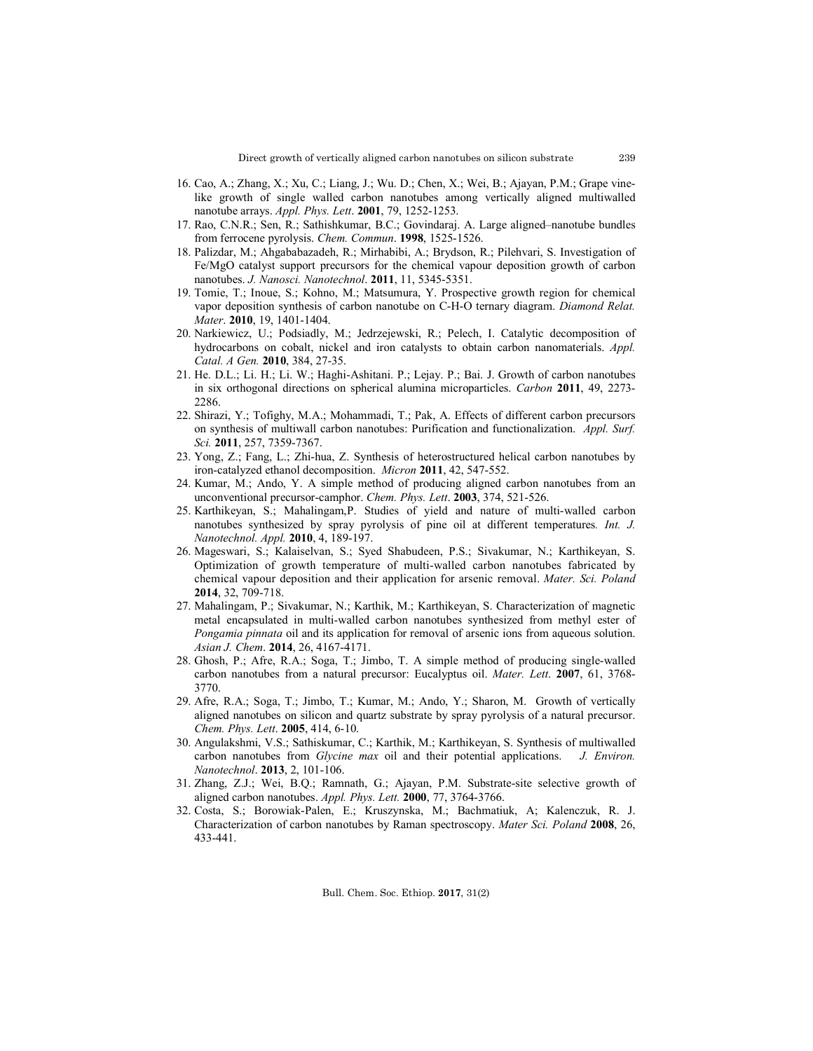16. Cao, A.; Zhang, X.; Xu, C.; Liang, J.; Wu. D.; Chen, X.; Wei, B.; Ajayan, P.M.; Grape vine-like growth of single walled carbon nanotubes among vertically aligned multiwalled nanotube arrays. *Appl. Phys. Lett*. **2001**, 79, 1252-1253.
17. Rao, C.N.R.; Sen, R.; Sathishkumar, B.C.; Govindaraj. A. Large aligned–nanotube bundles from ferrocene pyrolysis. *Chem. Commun*. **1998**, 1525-1526.
18. Palizdar, M.; Ahgababazadeh, R.; Mirhabibi, A.; Brydson, R.; Pilehvari, S. Investigation of Fe/MgO catalyst support precursors for the chemical vapour deposition growth of carbon nanotubes. *J. Nanosci. Nanotechnol*. **2011**, 11, 5345-5351.
19. Tomie, T.; Inoue, S.; Kohno, M.; Matsumura, Y. Prospective growth region for chemical vapor deposition synthesis of carbon nanotube on C-H-O ternary diagram. *Diamond Relat. Mater*. **2010**, 19, 1401-1404.
20. Narkiewicz, U.; Podsiadly, M.; Jedrzejewski, R.; Pelech, I. Catalytic decomposition of hydrocarbons on cobalt, nickel and iron catalysts to obtain carbon nanomaterials. *Appl. Catal. A Gen.* **2010**, 384, 27-35.
21. He. D.L.; Li. H.; Li. W.; Haghi-Ashitani. P.; Lejay. P.; Bai. J. Growth of carbon nanotubes in six orthogonal directions on spherical alumina microparticles. *Carbon* **2011**, 49, 2273-2286.
22. Shirazi, Y.; Tofighy, M.A.; Mohammadi, T.; Pak, A. Effects of different carbon precursors on synthesis of multiwall carbon nanotubes: Purification and functionalization. *Appl. Surf. Sci.* **2011**, 257, 7359-7367.
23. Yong, Z.; Fang, L.; Zhi-hua, Z. Synthesis of heterostructured helical carbon nanotubes by iron-catalyzed ethanol decomposition. *Micron* **2011**, 42, 547-552.
24. Kumar, M.; Ando, Y. A simple method of producing aligned carbon nanotubes from an unconventional precursor-camphor. *Chem. Phys. Lett*. **2003**, 374, 521-526.
25. Karthikeyan, S.; Mahalingam,P. Studies of yield and nature of multi-walled carbon nanotubes synthesized by spray pyrolysis of pine oil at different temperatures. *Int. J. Nanotechnol. Appl.* **2010**, 4, 189-197.
26. Mageswari, S.; Kalaiselvan, S.; Syed Shabudeen, P.S.; Sivakumar, N.; Karthikeyan, S. Optimization of growth temperature of multi-walled carbon nanotubes fabricated by chemical vapour deposition and their application for arsenic removal. *Mater. Sci. Poland* **2014**, 32, 709-718.
27. Mahalingam, P.; Sivakumar, N.; Karthik, M.; Karthikeyan, S. Characterization of magnetic metal encapsulated in multi-walled carbon nanotubes synthesized from methyl ester of *Pongamia pinnata* oil and its application for removal of arsenic ions from aqueous solution. *Asian J. Chem*. **2014**, 26, 4167-4171.
28. Ghosh, P.; Afre, R.A.; Soga, T.; Jimbo, T. A simple method of producing single-walled carbon nanotubes from a natural precursor: Eucalyptus oil. *Mater. Lett*. **2007**, 61, 3768-3770.
29. Afre, R.A.; Soga, T.; Jimbo, T.; Kumar, M.; Ando, Y.; Sharon, M. Growth of vertically aligned nanotubes on silicon and quartz substrate by spray pyrolysis of a natural precursor. *Chem. Phys. Lett*. **2005**, 414, 6-10.
30. Angulakshmi, V.S.; Sathiskumar, C.; Karthik, M.; Karthikeyan, S. Synthesis of multiwalled carbon nanotubes from *Glycine max* oil and their potential applications. *J. Environ. Nanotechnol*. **2013**, 2, 101-106.
31. Zhang, Z.J.; Wei, B.Q.; Ramnath, G.; Ajayan, P.M. Substrate-site selective growth of aligned carbon nanotubes. *Appl. Phys. Lett.* **2000**, 77, 3764-3766.
32. Costa, S.; Borowiak-Palen, E.; Kruszynska, M.; Bachmatiuk, A; Kalenczuk, R. J. Characterization of carbon nanotubes by Raman spectroscopy. *Mater Sci. Poland* **2008**, 26, 433-441.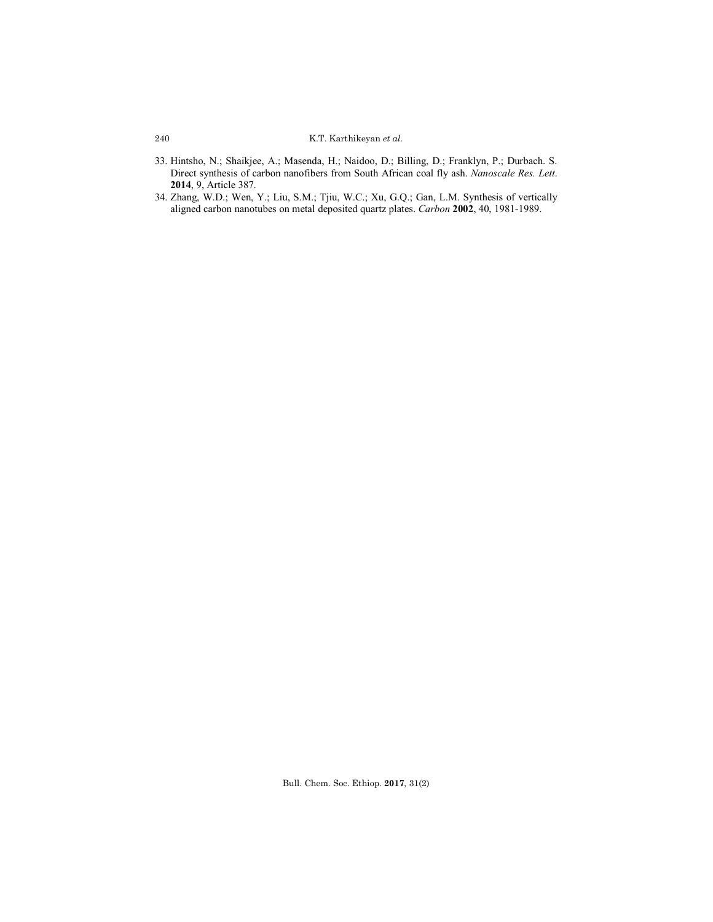33. Hintsho, N.; Shaikjee, A.; Masenda, H.; Naidoo, D.; Billing, D.; Franklyn, P.; Durbach. S. Direct synthesis of carbon nanofibers from South African coal fly ash. *Nanoscale Res. Lett*. **2014**, 9, Article 387.
34. Zhang, W.D.; Wen, Y.; Liu, S.M.; Tjiu, W.C.; Xu, G.Q.; Gan, L.M. Synthesis of vertically aligned carbon nanotubes on metal deposited quartz plates. *Carbon* **2002**, 40, 1981-1989.